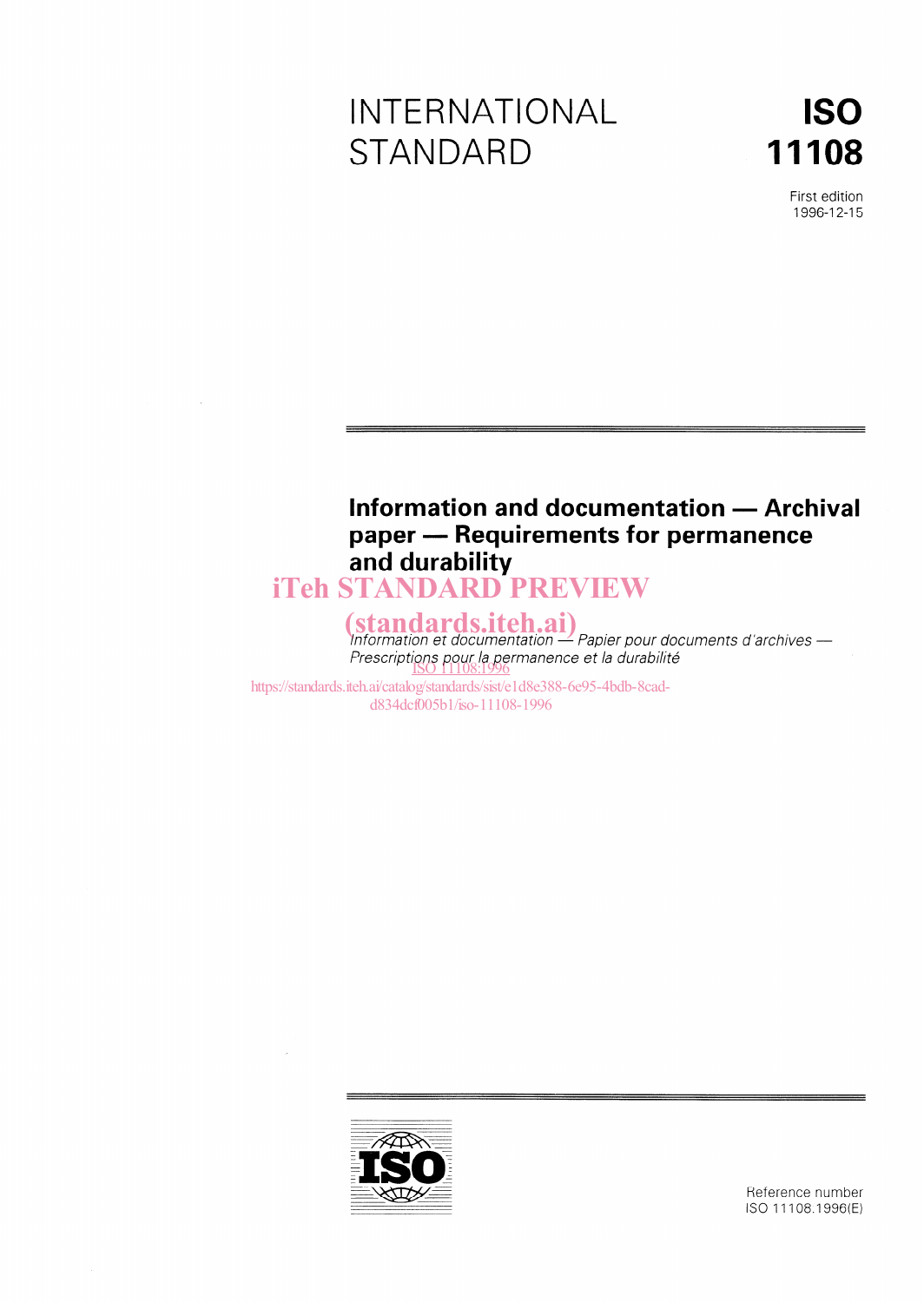# INTERNATIONAL STANDARD

# ISO 11108

First edition
1996-12-15

## Information and documentation — Archival paper — Requirements for permanence and durability

iTeh STANDARD PREVIEW
(standards.iteh.ai)

*Information et documentation — Papier pour documents d'archives — Prescriptions pour la permanence et la durabilité*

ISO 11108:1996
https://standards.iteh.ai/catalog/standards/sist/e1d8e388-6e95-4bdb-8cad-d834dcf005b1/iso-11108-1996

Reference number
ISO 11108:1996(E)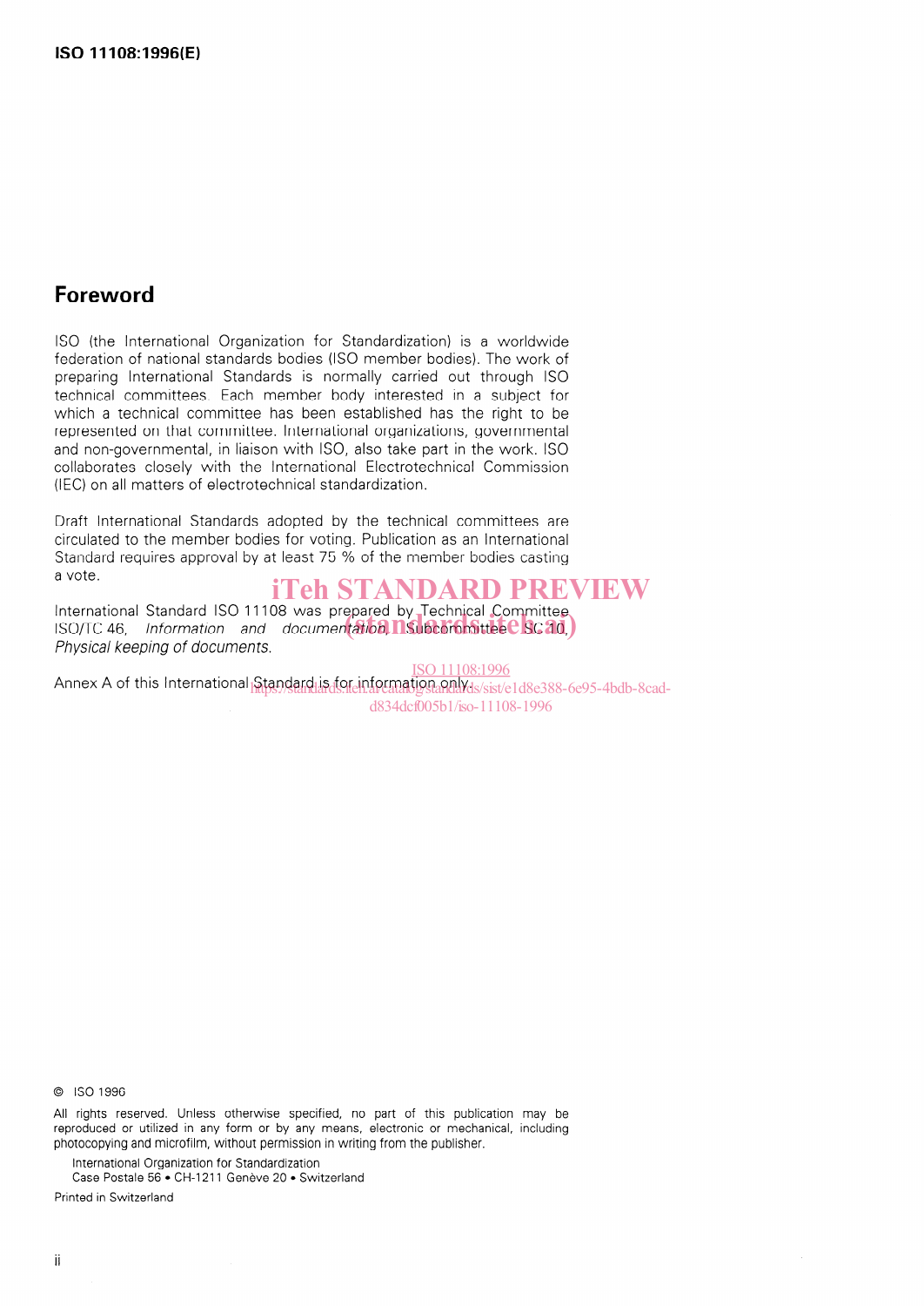## Foreword

ISO (the International Organization for Standardization) is a worldwide federation of national standards bodies (ISO member bodies). The work of preparing International Standards is normally carried out through ISO technical committees. Each member body interested in a subject for which a technical committee has been established has the right to be represented on that committee. International organizations, governmental and non-governmental, in liaison with ISO, also take part in the work. ISO collaborates closely with the International Electrotechnical Commission (IEC) on all matters of electrotechnical standardization.

Draft International Standards adopted by the technical committees are circulated to the member bodies for voting. Publication as an International Standard requires approval by at least 75 % of the member bodies casting a vote.

International Standard ISO 11108 was prepared by Technical Committee ISO/TC 46, *Information and documentation*, Subcommittee SC 10, *Physical keeping of documents*.

Annex A of this International Standard is for information only.

© ISO 1996

All rights reserved. Unless otherwise specified, no part of this publication may be reproduced or utilized in any form or by any means, electronic or mechanical, including photocopying and microfilm, without permission in writing from the publisher.

International Organization for Standardization
Case Postale 56 • CH-1211 Genève 20 • Switzerland

Printed in Switzerland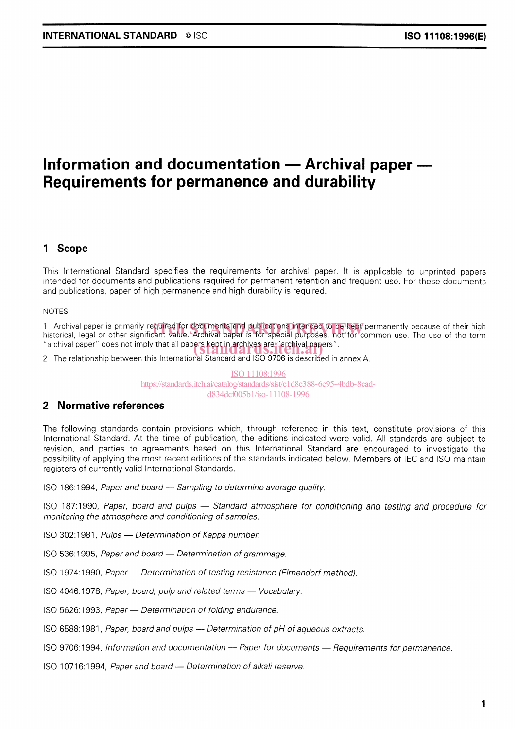# Information and documentation — Archival paper — Requirements for permanence and durability

## 1 Scope

This International Standard specifies the requirements for archival paper. It is applicable to unprinted papers intended for documents and publications required for permanent retention and frequent use. For these documents and publications, paper of high permanence and high durability is required.

NOTES

1 Archival paper is primarily required for documents and publications intended to be kept permanently because of their high historical, legal or other significant value. Archival paper is for special purposes, not for common use. The use of the term "archival paper" does not imply that all papers kept in archives are "archival papers".

2 The relationship between this International Standard and ISO 9706 is described in annex A.

## 2 Normative references

The following standards contain provisions which, through reference in this text, constitute provisions of this International Standard. At the time of publication, the editions indicated were valid. All standards are subject to revision, and parties to agreements based on this International Standard are encouraged to investigate the possibility of applying the most recent editions of the standards indicated below. Members of IEC and ISO maintain registers of currently valid International Standards.

ISO 186:1994, *Paper and board — Sampling to determine average quality.*

ISO 187:1990, *Paper, board and pulps — Standard atmosphere for conditioning and testing and procedure for monitoring the atmosphere and conditioning of samples.*

ISO 302:1981, *Pulps — Determination of Kappa number.*

ISO 536:1995, *Paper and board — Determination of grammage.*

ISO 1974:1990, *Paper — Determination of testing resistance (Elmendorf method).*

ISO 4046:1978, *Paper, board, pulp and related terms — Vocabulary.*

ISO 5626:1993, *Paper — Determination of folding endurance.*

ISO 6588:1981, *Paper, board and pulps — Determination of pH of aqueous extracts.*

ISO 9706:1994, *Information and documentation — Paper for documents — Requirements for permanence.*

ISO 10716:1994, *Paper and board — Determination of alkali reserve.*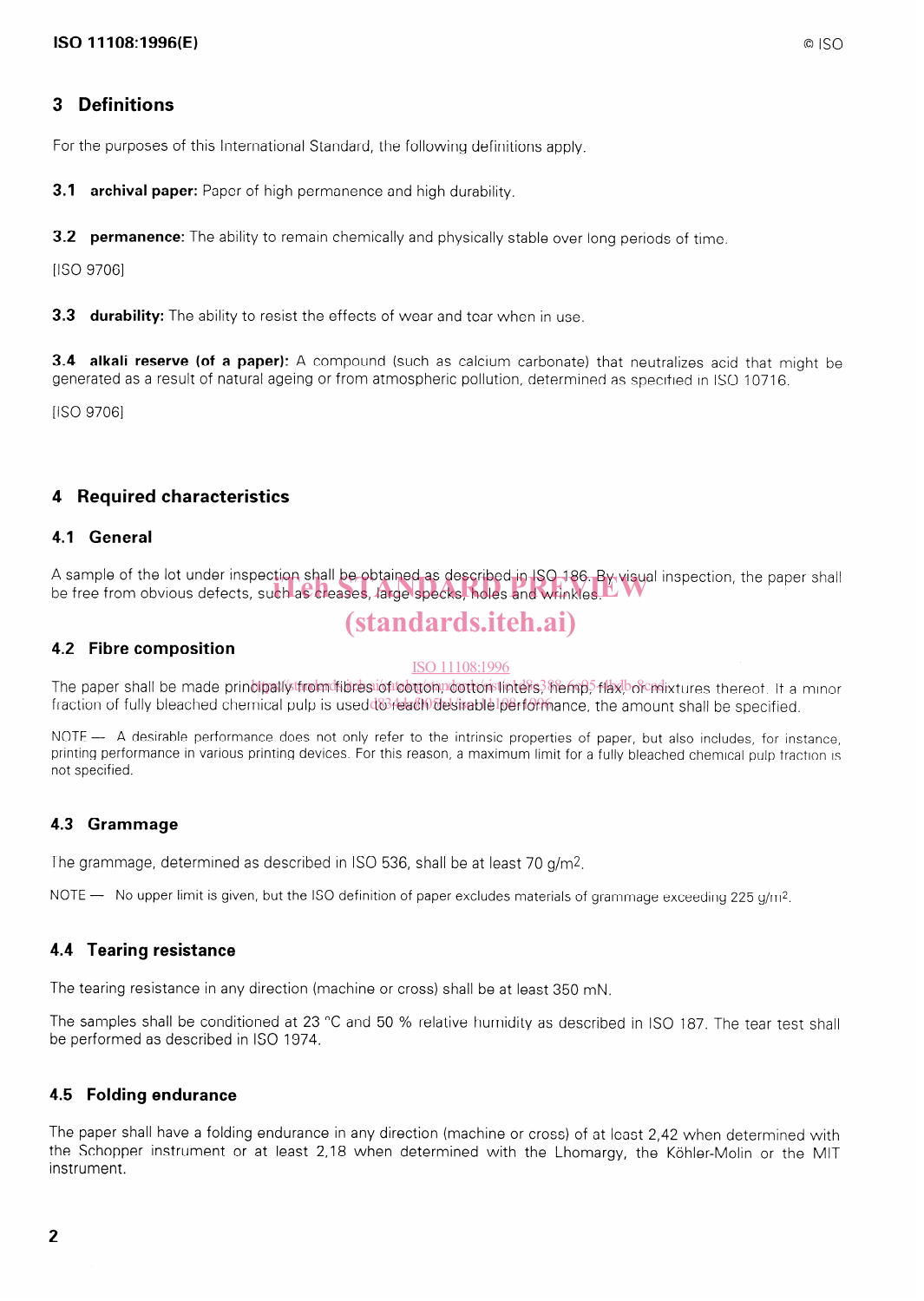## 3 Definitions

For the purposes of this International Standard, the following definitions apply.

**3.1 archival paper:** Paper of high permanence and high durability.

**3.2 permanence:** The ability to remain chemically and physically stable over long periods of time.

[ISO 9706]

**3.3 durability:** The ability to resist the effects of wear and tear when in use.

**3.4 alkali reserve (of a paper):** A compound (such as calcium carbonate) that neutralizes acid that might be generated as a result of natural ageing or from atmospheric pollution, determined as specified in ISO 10716.

[ISO 9706]

## 4 Required characteristics

### 4.1 General

A sample of the lot under inspection shall be obtained as described in ISO 186. By visual inspection, the paper shall be free from obvious defects, such as creases, large specks, holes and wrinkles.

### 4.2 Fibre composition

The paper shall be made principally from fibres of cotton, cotton linters, hemp, flax, or mixtures thereof. If a minor fraction of fully bleached chemical pulp is used to reach desirable performance, the amount shall be specified.

NOTE — A desirable performance does not only refer to the intrinsic properties of paper, but also includes, for instance, printing performance in various printing devices. For this reason, a maximum limit for a fully bleached chemical pulp fraction is not specified.

### 4.3 Grammage

The grammage, determined as described in ISO 536, shall be at least 70 g/m$^2$.

NOTE — No upper limit is given, but the ISO definition of paper excludes materials of grammage exceeding 225 g/m$^2$.

### 4.4 Tearing resistance

The tearing resistance in any direction (machine or cross) shall be at least 350 mN.

The samples shall be conditioned at 23 °C and 50 % relative humidity as described in ISO 187. The tear test shall be performed as described in ISO 1974.

### 4.5 Folding endurance

The paper shall have a folding endurance in any direction (machine or cross) of at least 2,42 when determined with the Schopper instrument or at least 2,18 when determined with the Lhomargy, the Köhler-Molin or the MIT instrument.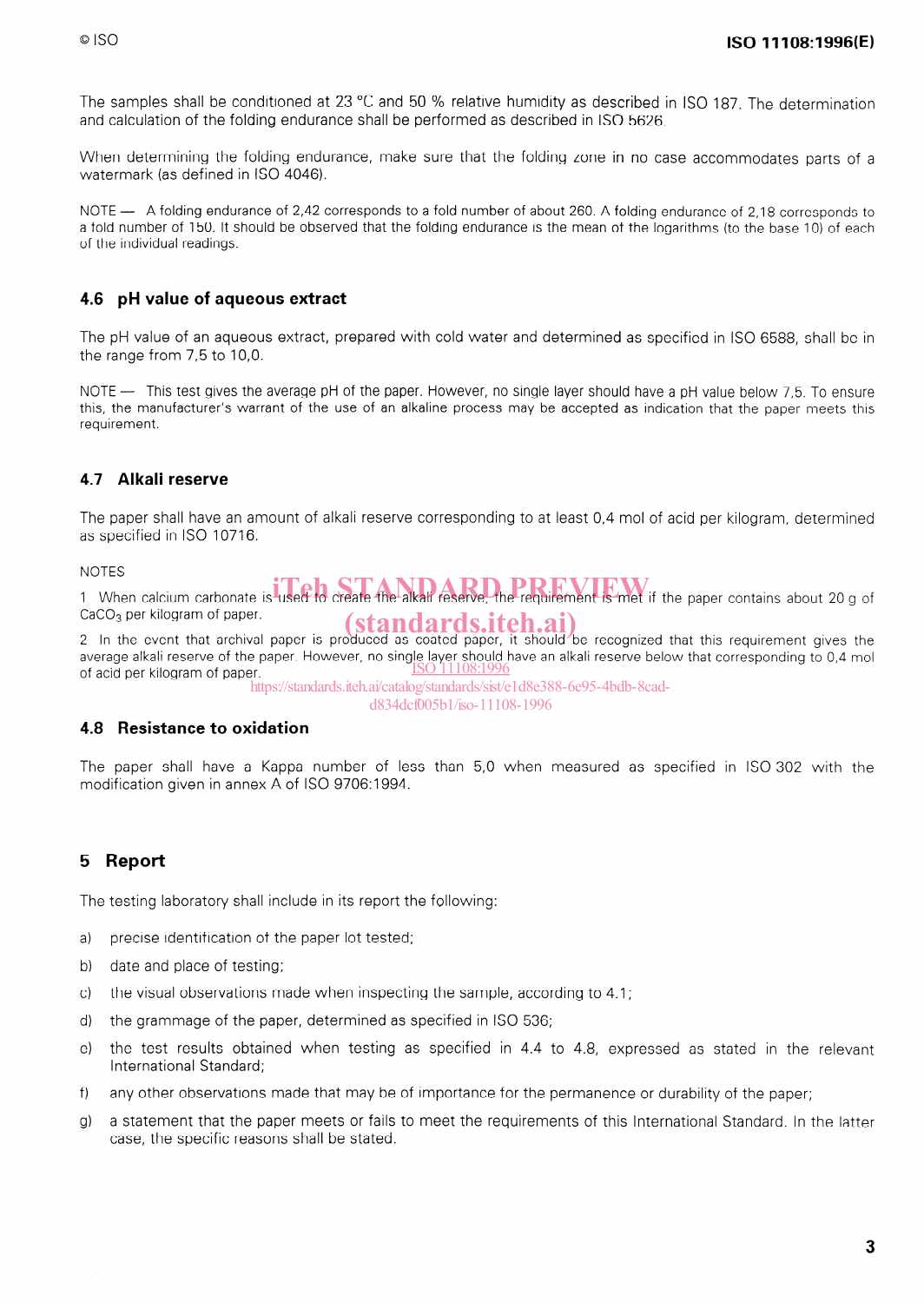The samples shall be conditioned at 23 °C and 50 % relative humidity as described in ISO 187. The determination and calculation of the folding endurance shall be performed as described in ISO 5626.

When determining the folding endurance, make sure that the folding zone in no case accommodates parts of a watermark (as defined in ISO 4046).

NOTE — A folding endurance of 2,42 corresponds to a fold number of about 260. A folding endurance of 2,18 corresponds to a fold number of 150. It should be observed that the folding endurance is the mean of the logarithms (to the base 10) of each of the individual readings.

### 4.6 pH value of aqueous extract

The pH value of an aqueous extract, prepared with cold water and determined as specified in ISO 6588, shall be in the range from 7,5 to 10,0.

NOTE — This test gives the average pH of the paper. However, no single layer should have a pH value below 7,5. To ensure this, the manufacturer's warrant of the use of an alkaline process may be accepted as indication that the paper meets this requirement.

### 4.7 Alkali reserve

The paper shall have an amount of alkali reserve corresponding to at least 0,4 mol of acid per kilogram, determined as specified in ISO 10716.

NOTES

1 When calcium carbonate is used to create the alkali reserve, the requirement is met if the paper contains about 20 g of $CaCO_3$ per kilogram of paper.

2 In the event that archival paper is produced as coated paper, it should be recognized that this requirement gives the average alkali reserve of the paper. However, no single layer should have an alkali reserve below that corresponding to 0,4 mol of acid per kilogram of paper.

### 4.8 Resistance to oxidation

The paper shall have a Kappa number of less than 5,0 when measured as specified in ISO 302 with the modification given in annex A of ISO 9706:1994.

## 5 Report

The testing laboratory shall include in its report the following:

a) precise identification of the paper lot tested;

b) date and place of testing;

c) the visual observations made when inspecting the sample, according to 4.1;

d) the grammage of the paper, determined as specified in ISO 536;

e) the test results obtained when testing as specified in 4.4 to 4.8, expressed as stated in the relevant International Standard;

f) any other observations made that may be of importance for the permanence or durability of the paper;

g) a statement that the paper meets or fails to meet the requirements of this International Standard. In the latter case, the specific reasons shall be stated.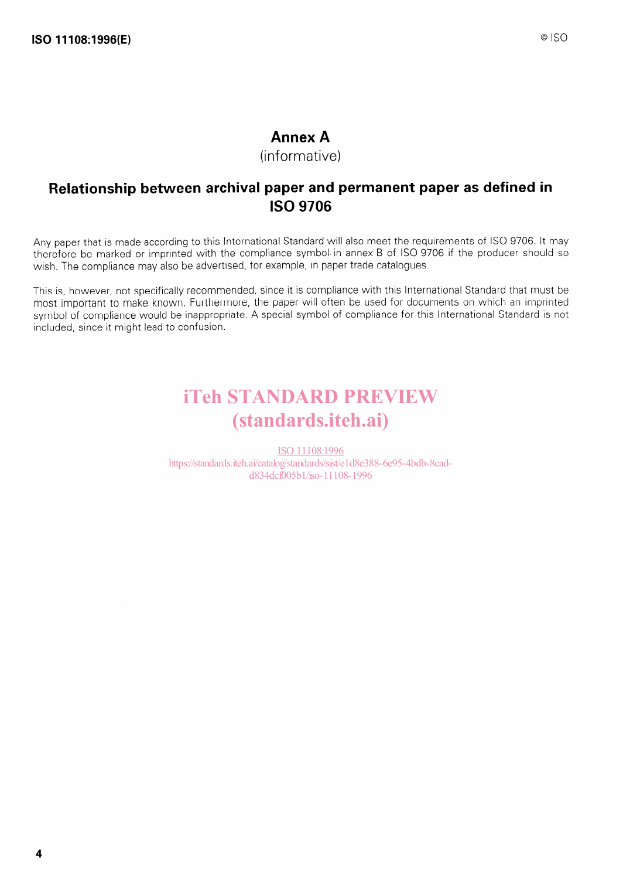# Annex A
(informative)

## Relationship between archival paper and permanent paper as defined in ISO 9706

Any paper that is made according to this International Standard will also meet the requirements of ISO 9706. It may therefore be marked or imprinted with the compliance symbol in annex B of ISO 9706 if the producer should so wish. The compliance may also be advertised, for example, in paper trade catalogues.

This is, however, not specifically recommended, since it is compliance with this International Standard that must be most important to make known. Furthermore, the paper will often be used for documents on which an imprinted symbol of compliance would be inappropriate. A special symbol of compliance for this International Standard is not included, since it might lead to confusion.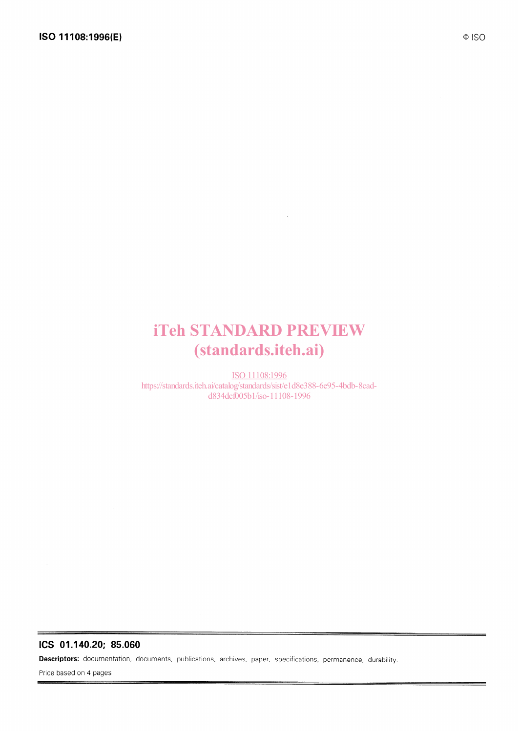**ICS 01.140.20; 85.060**

**Descriptors:** documentation, documents, publications, archives, paper, specifications, permanence, durability.

Price based on 4 pages